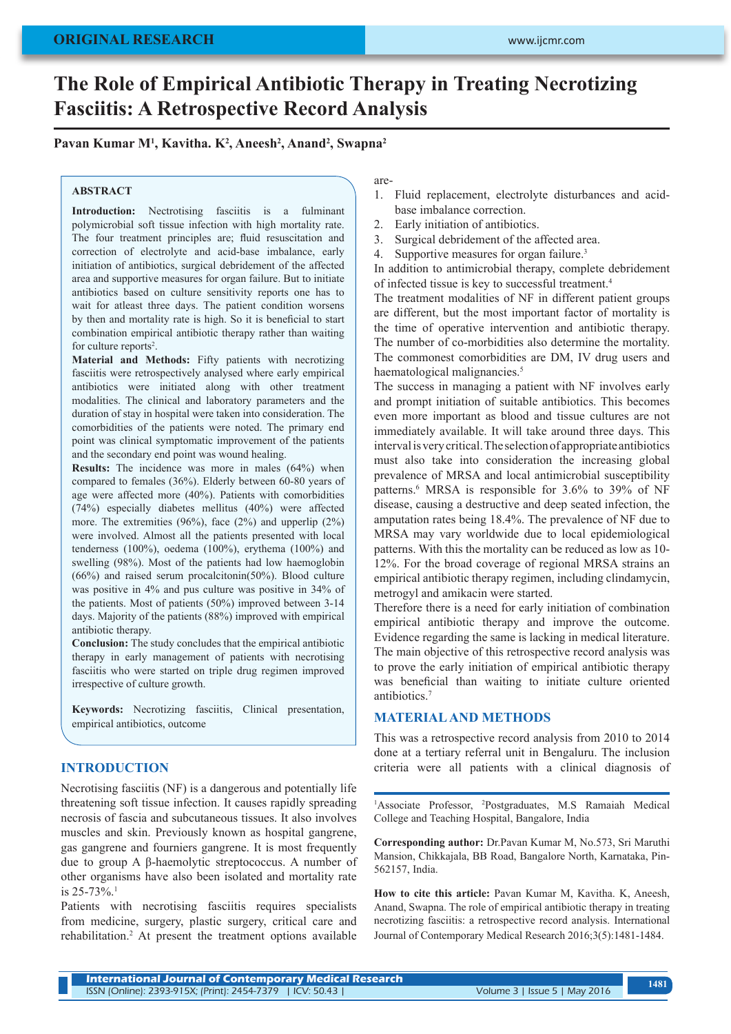ORIGINAL RESEARCH

# The Role of Empirical Antibiotic Therapy in Treating Necrotizing Fasciitis: A Retrospective Record Analysis

**Pavan Kumar M[1], Kavitha. K[2], Aneesh[2], Anand[2], Swapna[2]**

## ABSTRACT

**Introduction:** Nectrotising fasciitis is a fulminant polymicrobial soft tissue infection with high mortality rate. The four treatment principles are; fluid resuscitation and correction of electrolyte and acid-base imbalance, early initiation of antibiotics, surgical debridement of the affected area and supportive measures for organ failure. But to initiate antibiotics based on culture sensitivity reports one has to wait for atleast three days. The patient condition worsens by then and mortality rate is high. So it is beneficial to start combination empirical antibiotic therapy rather than waiting for culture reports[2].

**Material and Methods:** Fifty patients with necrotizing fasciitis were retrospectively analysed where early empirical antibiotics were initiated along with other treatment modalities. The clinical and laboratory parameters and the duration of stay in hospital were taken into consideration. The comorbidities of the patients were noted. The primary end point was clinical symptomatic improvement of the patients and the secondary end point was wound healing.

**Results:** The incidence was more in males (64%) when compared to females (36%). Elderly between 60-80 years of age were affected more (40%). Patients with comorbidities (74%) especially diabetes mellitus (40%) were affected more. The extremities (96%), face (2%) and upperlip (2%) were involved. Almost all the patients presented with local tenderness (100%), oedema (100%), erythema (100%) and swelling (98%). Most of the patients had low haemoglobin (66%) and raised serum procalcitonin(50%). Blood culture was positive in 4% and pus culture was positive in 34% of the patients. Most of patients (50%) improved between 3-14 days. Majority of the patients (88%) improved with empirical antibiotic therapy.

**Conclusion:** The study concludes that the empirical antibiotic therapy in early management of patients with necrotising fasciitis who were started on triple drug regimen improved irrespective of culture growth.

**Keywords:** Necrotizing fasciitis, Clinical presentation, empirical antibiotics, outcome

## INTRODUCTION

Necrotising fasciitis (NF) is a dangerous and potentially life threatening soft tissue infection. It causes rapidly spreading necrosis of fascia and subcutaneous tissues. It also involves muscles and skin. Previously known as hospital gangrene, gas gangrene and fourniers gangrene. It is most frequently due to group A β-haemolytic streptococcus. A number of other organisms have also been isolated and mortality rate is 25-73%.[1]

Patients with necrotising fasciitis requires specialists from medicine, surgery, plastic surgery, critical care and rehabilitation.[2] At present the treatment options available are-

1. Fluid replacement, electrolyte disturbances and acid-base imbalance correction.
2. Early initiation of antibiotics.
3. Surgical debridement of the affected area.
4. Supportive measures for organ failure.[3]

In addition to antimicrobial therapy, complete debridement of infected tissue is key to successful treatment.[4]

The treatment modalities of NF in different patient groups are different, but the most important factor of mortality is the time of operative intervention and antibiotic therapy. The number of co-morbidities also determine the mortality. The commonest comorbidities are DM, IV drug users and haematological malignancies.[5]

The success in managing a patient with NF involves early and prompt initiation of suitable antibiotics. This becomes even more important as blood and tissue cultures are not immediately available. It will take around three days. This interval is very critical. The selection of appropriate antibiotics must also take into consideration the increasing global prevalence of MRSA and local antimicrobial susceptibility patterns.[6] MRSA is responsible for 3.6% to 39% of NF disease, causing a destructive and deep seated infection, the amputation rates being 18.4%. The prevalence of NF due to MRSA may vary worldwide due to local epidemiological patterns. With this the mortality can be reduced as low as 10-12%. For the broad coverage of regional MRSA strains an empirical antibiotic therapy regimen, including clindamycin, metrogyl and amikacin were started.

Therefore there is a need for early initiation of combination empirical antibiotic therapy and improve the outcome. Evidence regarding the same is lacking in medical literature. The main objective of this retrospective record analysis was to prove the early initiation of empirical antibiotic therapy was beneficial than waiting to initiate culture oriented antibiotics.[7]

## MATERIAL AND METHODS

This was a retrospective record analysis from 2010 to 2014 done at a tertiary referral unit in Bengaluru. The inclusion criteria were all patients with a clinical diagnosis of

[1]Associate Professor, [2]Postgraduates, M.S Ramaiah Medical College and Teaching Hospital, Bangalore, India

**Corresponding author:** Dr.Pavan Kumar M, No.573, Sri Maruthi Mansion, Chikkajala, BB Road, Bangalore North, Karnataka, Pin-562157, India.

**How to cite this article:** Pavan Kumar M, Kavitha. K, Aneesh, Anand, Swapna. The role of empirical antibiotic therapy in treating necrotizing fasciitis: a retrospective record analysis. International Journal of Contemporary Medical Research 2016;3(5):1481-1484.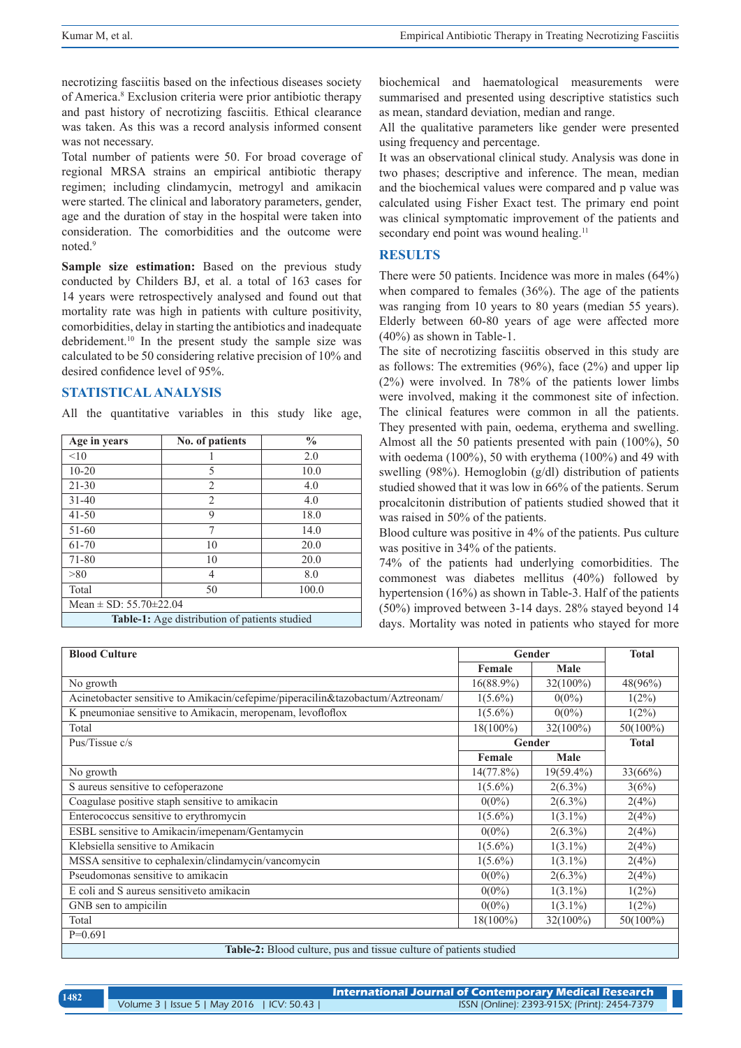necrotizing fasciitis based on the infectious diseases society of America.[8] Exclusion criteria were prior antibiotic therapy and past history of necrotizing fasciitis. Ethical clearance was taken. As this was a record analysis informed consent was not necessary.

Total number of patients were 50. For broad coverage of regional MRSA strains an empirical antibiotic therapy regimen; including clindamycin, metrogyl and amikacin were started. The clinical and laboratory parameters, gender, age and the duration of stay in the hospital were taken into consideration. The comorbidities and the outcome were noted.[9]

**Sample size estimation:** Based on the previous study conducted by Childers BJ, et al. a total of 163 cases for 14 years were retrospectively analysed and found out that mortality rate was high in patients with culture positivity, comorbidities, delay in starting the antibiotics and inadequate debridement.[10] In the present study the sample size was calculated to be 50 considering relative precision of 10% and desired confidence level of 95%.

## STATISTICAL ANALYSIS

All the quantitative variables in this study like age, biochemical and haematological measurements were summarised and presented using descriptive statistics such as mean, standard deviation, median and range.

All the qualitative parameters like gender were presented using frequency and percentage.

It was an observational clinical study. Analysis was done in two phases; descriptive and inference. The mean, median and the biochemical values were compared and p value was calculated using Fisher Exact test. The primary end point was clinical symptomatic improvement of the patients and secondary end point was wound healing.[11]

| Age in years | No. of patients | % |
|---|---|---|
| <10 | 1 | 2.0 |
| 10-20 | 5 | 10.0 |
| 21-30 | 2 | 4.0 |
| 31-40 | 2 | 4.0 |
| 41-50 | 9 | 18.0 |
| 51-60 | 7 | 14.0 |
| 61-70 | 10 | 20.0 |
| 71-80 | 10 | 20.0 |
| >80 | 4 | 8.0 |
| Total | 50 | 100.0 |
| Mean ± SD: 55.70±22.04 | | |

**Table-1:** Age distribution of patients studied

## RESULTS

There were 50 patients. Incidence was more in males (64%) when compared to females (36%). The age of the patients was ranging from 10 years to 80 years (median 55 years). Elderly between 60-80 years of age were affected more (40%) as shown in Table-1.

The site of necrotizing fasciitis observed in this study are as follows: The extremities (96%), face (2%) and upper lip (2%) were involved. In 78% of the patients lower limbs were involved, making it the commonest site of infection. The clinical features were common in all the patients. They presented with pain, oedema, erythema and swelling. Almost all the 50 patients presented with pain (100%), 50 with oedema (100%), 50 with erythema (100%) and 49 with swelling (98%). Hemoglobin (g/dl) distribution of patients studied showed that it was low in 66% of the patients. Serum procalcitonin distribution of patients studied showed that it was raised in 50% of the patients.

Blood culture was positive in 4% of the patients. Pus culture was positive in 34% of the patients.

74% of the patients had underlying comorbidities. The commonest was diabetes mellitus (40%) followed by hypertension (16%) as shown in Table-3. Half of the patients (50%) improved between 3-14 days. 28% stayed beyond 14 days. Mortality was noted in patients who stayed for more

| Blood Culture | Gender | | Total |
|---|---|---|---|
| | Female | Male | |
| No growth | 16(88.9%) | 32(100%) | 48(96%) |
| Acinetobacter sensitive to Amikacin/cefepime/piperacilin&tazobactum/Aztreonam/ | 1(5.6%) | 0(0%) | 1(2%) |
| K pneumoniae sensitive to Amikacin, meropenam, levofloflox | 1(5.6%) | 0(0%) | 1(2%) |
| Total | 18(100%) | 32(100%) | 50(100%) |
| Pus/Tissue c/s | Gender | | Total |
| | Female | Male | |
| No growth | 14(77.8%) | 19(59.4%) | 33(66%) |
| S aureus sensitive to cefoperazone | 1(5.6%) | 2(6.3%) | 3(6%) |
| Coagulase positive staph sensitive to amikacin | 0(0%) | 2(6.3%) | 2(4%) |
| Enterococcus sensitive to erythromycin | 1(5.6%) | 1(3.1%) | 2(4%) |
| ESBL sensitive to Amikacin/imepenam/Gentamycin | 0(0%) | 2(6.3%) | 2(4%) |
| Klebsiella sensitive to Amikacin | 1(5.6%) | 1(3.1%) | 2(4%) |
| MSSA sensitive to cephalexin/clindamycin/vancomycin | 1(5.6%) | 1(3.1%) | 2(4%) |
| Pseudomonas sensitive to amikacin | 0(0%) | 2(6.3%) | 2(4%) |
| E coli and S aureus sensitiveto amikacin | 0(0%) | 1(3.1%) | 1(2%) |
| GNB sen to ampicilin | 0(0%) | 1(3.1%) | 1(2%) |
| Total | 18(100%) | 32(100%) | 50(100%) |
| P=0.691 | | | |

**Table-2:** Blood culture, pus and tissue culture of patients studied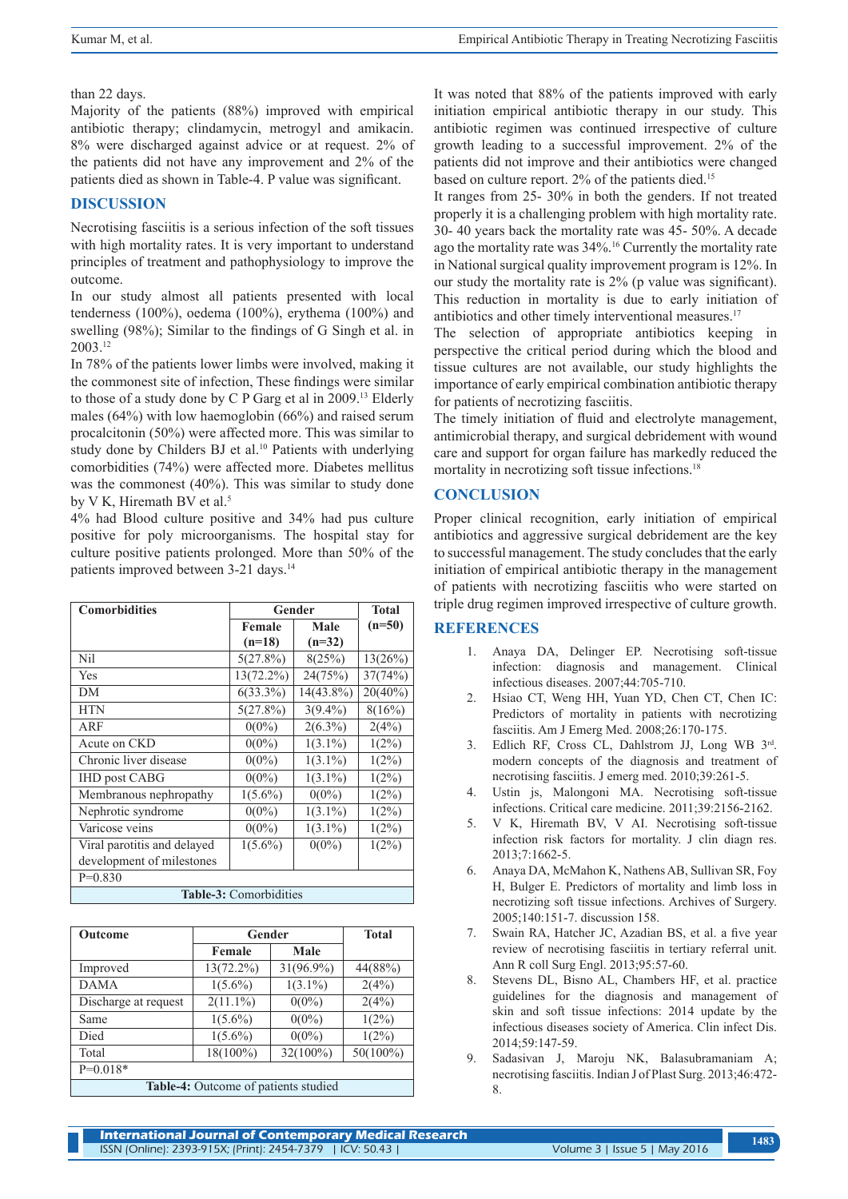than 22 days.

Majority of the patients (88%) improved with empirical antibiotic therapy; clindamycin, metrogyl and amikacin. 8% were discharged against advice or at request. 2% of the patients did not have any improvement and 2% of the patients died as shown in Table-4. P value was significant.

## DISCUSSION

Necrotising fasciitis is a serious infection of the soft tissues with high mortality rates. It is very important to understand principles of treatment and pathophysiology to improve the outcome.

In our study almost all patients presented with local tenderness (100%), oedema (100%), erythema (100%) and swelling (98%); Similar to the findings of G Singh et al. in 2003.[12]

In 78% of the patients lower limbs were involved, making it the commonest site of infection, These findings were similar to those of a study done by C P Garg et al in 2009.[13] Elderly males (64%) with low haemoglobin (66%) and raised serum procalcitonin (50%) were affected more. This was similar to study done by Childers BJ et al.[10] Patients with underlying comorbidities (74%) were affected more. Diabetes mellitus was the commonest (40%). This was similar to study done by V K, Hiremath BV et al.[5]

4% had Blood culture positive and 34% had pus culture positive for poly microorganisms. The hospital stay for culture positive patients prolonged. More than 50% of the patients improved between 3-21 days.[14]

| Comorbidities | Gender | | Total (n=50) |
|---|---|---|---|
| | Female (n=18) | Male (n=32) | |
| Nil | 5(27.8%) | 8(25%) | 13(26%) |
| Yes | 13(72.2%) | 24(75%) | 37(74%) |
| DM | 6(33.3%) | 14(43.8%) | 20(40%) |
| HTN | 5(27.8%) | 3(9.4%) | 8(16%) |
| ARF | 0(0%) | 2(6.3%) | 2(4%) |
| Acute on CKD | 0(0%) | 1(3.1%) | 1(2%) |
| Chronic liver disease | 0(0%) | 1(3.1%) | 1(2%) |
| IHD post CABG | 0(0%) | 1(3.1%) | 1(2%) |
| Membranous nephropathy | 1(5.6%) | 0(0%) | 1(2%) |
| Nephrotic syndrome | 0(0%) | 1(3.1%) | 1(2%) |
| Varicose veins | 0(0%) | 1(3.1%) | 1(2%) |
| Viral parotitis and delayed development of milestones | 1(5.6%) | 0(0%) | 1(2%) |
| P=0.830 | | | |

**Table-3:** Comorbidities

| Outcome | Gender | | Total |
|---|---|---|---|
| | Female | Male | |
| Improved | 13(72.2%) | 31(96.9%) | 44(88%) |
| DAMA | 1(5.6%) | 1(3.1%) | 2(4%) |
| Discharge at request | 2(11.1%) | 0(0%) | 2(4%) |
| Same | 1(5.6%) | 0(0%) | 1(2%) |
| Died | 1(5.6%) | 0(0%) | 1(2%) |
| Total | 18(100%) | 32(100%) | 50(100%) |
| P=0.018* | | | |

**Table-4:** Outcome of patients studied

It was noted that 88% of the patients improved with early initiation empirical antibiotic therapy in our study. This antibiotic regimen was continued irrespective of culture growth leading to a successful improvement. 2% of the patients did not improve and their antibiotics were changed based on culture report. 2% of the patients died.[15]

It ranges from 25- 30% in both the genders. If not treated properly it is a challenging problem with high mortality rate. 30- 40 years back the mortality rate was 45- 50%. A decade ago the mortality rate was 34%.[16] Currently the mortality rate in National surgical quality improvement program is 12%. In our study the mortality rate is 2% (p value was significant). This reduction in mortality is due to early initiation of antibiotics and other timely interventional measures.[17]

The selection of appropriate antibiotics keeping in perspective the critical period during which the blood and tissue cultures are not available, our study highlights the importance of early empirical combination antibiotic therapy for patients of necrotizing fasciitis.

The timely initiation of fluid and electrolyte management, antimicrobial therapy, and surgical debridement with wound care and support for organ failure has markedly reduced the mortality in necrotizing soft tissue infections.[18]

## CONCLUSION

Proper clinical recognition, early initiation of empirical antibiotics and aggressive surgical debridement are the key to successful management. The study concludes that the early initiation of empirical antibiotic therapy in the management of patients with necrotizing fasciitis who were started on triple drug regimen improved irrespective of culture growth.

## REFERENCES

1. Anaya DA, Delinger EP. Necrotising soft-tissue infection: diagnosis and management. Clinical infectious diseases. 2007;44:705-710.
2. Hsiao CT, Weng HH, Yuan YD, Chen CT, Chen IC: Predictors of mortality in patients with necrotizing fasciitis. Am J Emerg Med. 2008;26:170-175.
3. Edlich RF, Cross CL, Dahlstrom JJ, Long WB 3rd. modern concepts of the diagnosis and treatment of necrotising fasciitis. J emerg med. 2010;39:261-5.
4. Ustin js, Malongoni MA. Necrotising soft-tissue infections. Critical care medicine. 2011;39:2156-2162.
5. V K, Hiremath BV, V AI. Necrotising soft-tissue infection risk factors for mortality. J clin diagn res. 2013;7:1662-5.
6. Anaya DA, McMahon K, Nathens AB, Sullivan SR, Foy H, Bulger E. Predictors of mortality and limb loss in necrotizing soft tissue infections. Archives of Surgery. 2005;140:151-7. discussion 158.
7. Swain RA, Hatcher JC, Azadian BS, et al. a five year review of necrotising fasciitis in tertiary referral unit. Ann R coll Surg Engl. 2013;95:57-60.
8. Stevens DL, Bisno AL, Chambers HF, et al. practice guidelines for the diagnosis and management of skin and soft tissue infections: 2014 update by the infectious diseases society of America. Clin infect Dis. 2014;59:147-59.
9. Sadasivan J, Maroju NK, Balasubramaniam A; necrotising fasciitis. Indian J of Plast Surg. 2013;46:472-8.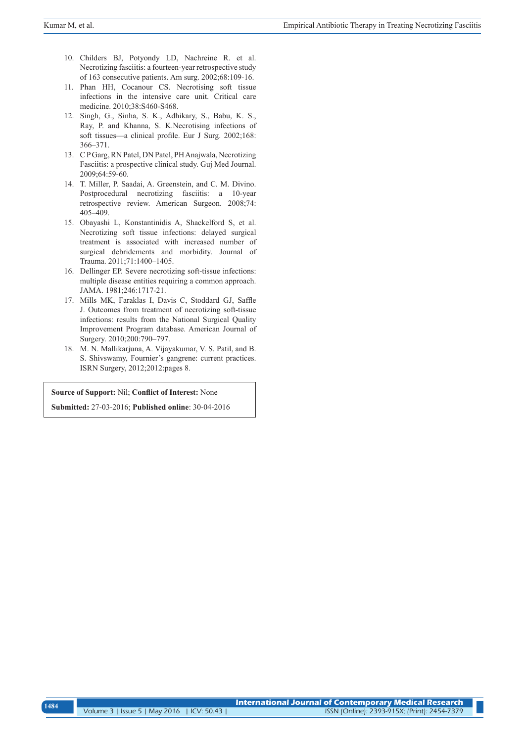10. Childers BJ, Potyondy LD, Nachreine R. et al. Necrotizing fasciitis: a fourteen-year retrospective study of 163 consecutive patients. Am surg. 2002;68:109-16.
11. Phan HH, Cocanour CS. Necrotising soft tissue infections in the intensive care unit. Critical care medicine. 2010;38:S460-S468.
12. Singh, G., Sinha, S. K., Adhikary, S., Babu, K. S., Ray, P. and Khanna, S. K.Necrotising infections of soft tissues—a clinical profile. Eur J Surg. 2002;168: 366–371.
13. C P Garg, RN Patel, DN Patel, PH Anajwala, Necrotizing Fasciitis: a prospective clinical study. Guj Med Journal. 2009;64:59-60.
14. T. Miller, P. Saadai, A. Greenstein, and C. M. Divino. Postprocedural necrotizing fasciitis: a 10-year retrospective review. American Surgeon. 2008;74: 405–409.
15. Obayashi L, Konstantinidis A, Shackelford S, et al. Necrotizing soft tissue infections: delayed surgical treatment is associated with increased number of surgical debridements and morbidity. Journal of Trauma. 2011;71:1400–1405.
16. Dellinger EP. Severe necrotizing soft-tissue infections: multiple disease entities requiring a common approach. JAMA. 1981;246:1717-21.
17. Mills MK, Faraklas I, Davis C, Stoddard GJ, Saffle J. Outcomes from treatment of necrotizing soft-tissue infections: results from the National Surgical Quality Improvement Program database. American Journal of Surgery. 2010;200:790–797.
18. M. N. Mallikarjuna, A. Vijayakumar, V. S. Patil, and B. S. Shivswamy, Fournier's gangrene: current practices. ISRN Surgery, 2012;2012:pages 8.

**Source of Support:** Nil; **Conflict of Interest:** None

**Submitted:** 27-03-2016; **Published online**: 30-04-2016